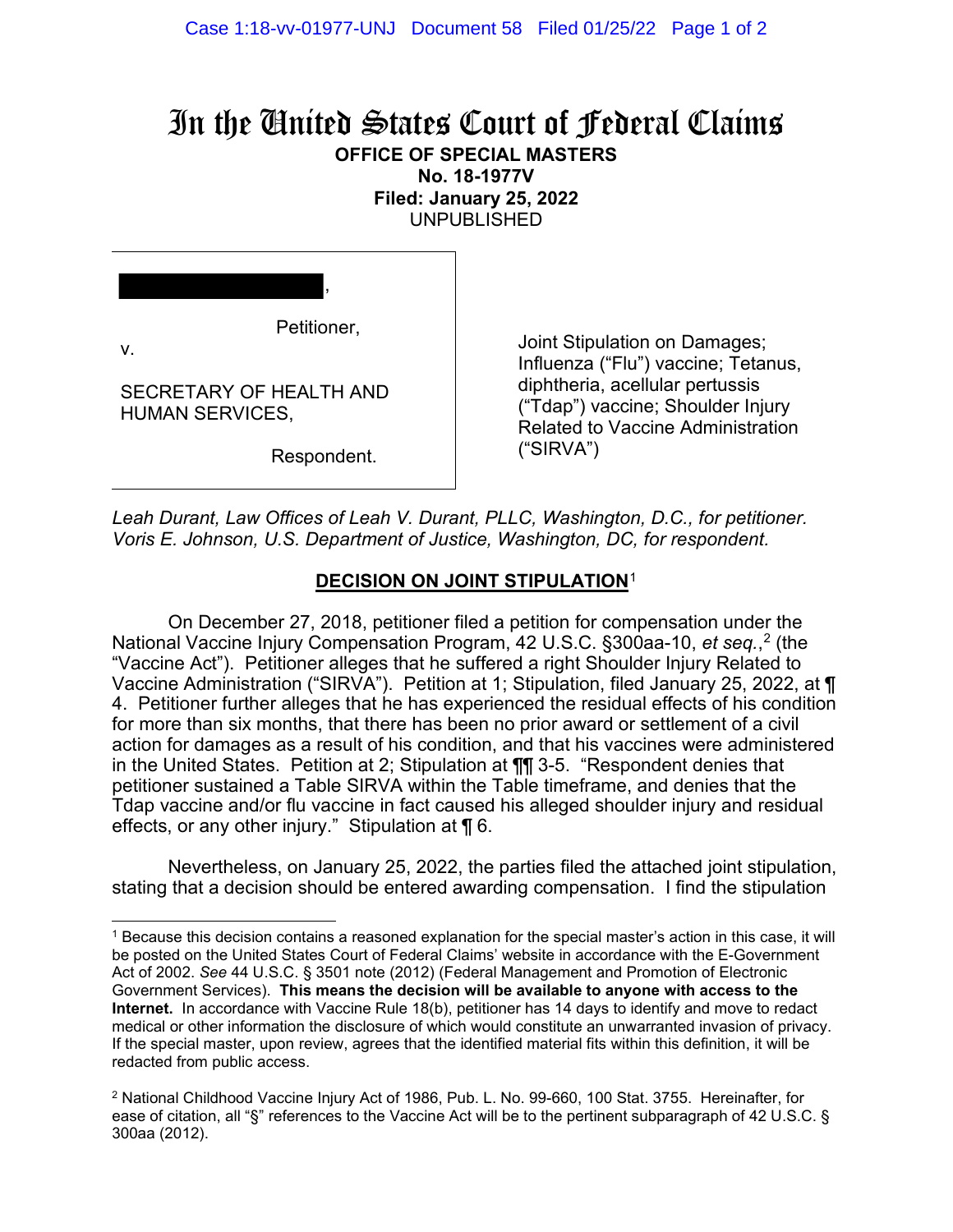# In the United States Court of Federal Claims

**OFFICE OF SPECIAL MASTERS**
**No. 18-1977V**
**Filed: January 25, 2022**
UNPUBLISHED

| | |
|---|---|
| [REDACTED], Petitioner, v. SECRETARY OF HEALTH AND HUMAN SERVICES, Respondent. | Joint Stipulation on Damages; Influenza ("Flu") vaccine; Tetanus, diphtheria, acellular pertussis ("Tdap") vaccine; Shoulder Injury Related to Vaccine Administration ("SIRVA") |

*Leah Durant, Law Offices of Leah V. Durant, PLLC, Washington, D.C., for petitioner.*
*Voris E. Johnson, U.S. Department of Justice, Washington, DC, for respondent.*

## DECISION ON JOINT STIPULATION[1]

On December 27, 2018, petitioner filed a petition for compensation under the National Vaccine Injury Compensation Program, 42 U.S.C. §300aa-10, *et seq.*,[2] (the "Vaccine Act"). Petitioner alleges that he suffered a right Shoulder Injury Related to Vaccine Administration ("SIRVA"). Petition at 1; Stipulation, filed January 25, 2022, at ¶ 4. Petitioner further alleges that he has experienced the residual effects of his condition for more than six months, that there has been no prior award or settlement of a civil action for damages as a result of his condition, and that his vaccines were administered in the United States. Petition at 2; Stipulation at ¶¶ 3-5. "Respondent denies that petitioner sustained a Table SIRVA within the Table timeframe, and denies that the Tdap vaccine and/or flu vaccine in fact caused his alleged shoulder injury and residual effects, or any other injury." Stipulation at ¶ 6.

Nevertheless, on January 25, 2022, the parties filed the attached joint stipulation, stating that a decision should be entered awarding compensation. I find the stipulation

---

[1] Because this decision contains a reasoned explanation for the special master's action in this case, it will be posted on the United States Court of Federal Claims' website in accordance with the E-Government Act of 2002. *See* 44 U.S.C. § 3501 note (2012) (Federal Management and Promotion of Electronic Government Services). **This means the decision will be available to anyone with access to the Internet.** In accordance with Vaccine Rule 18(b), petitioner has 14 days to identify and move to redact medical or other information the disclosure of which would constitute an unwarranted invasion of privacy. If the special master, upon review, agrees that the identified material fits within this definition, it will be redacted from public access.

[2] National Childhood Vaccine Injury Act of 1986, Pub. L. No. 99-660, 100 Stat. 3755. Hereinafter, for ease of citation, all "§" references to the Vaccine Act will be to the pertinent subparagraph of 42 U.S.C. § 300aa (2012).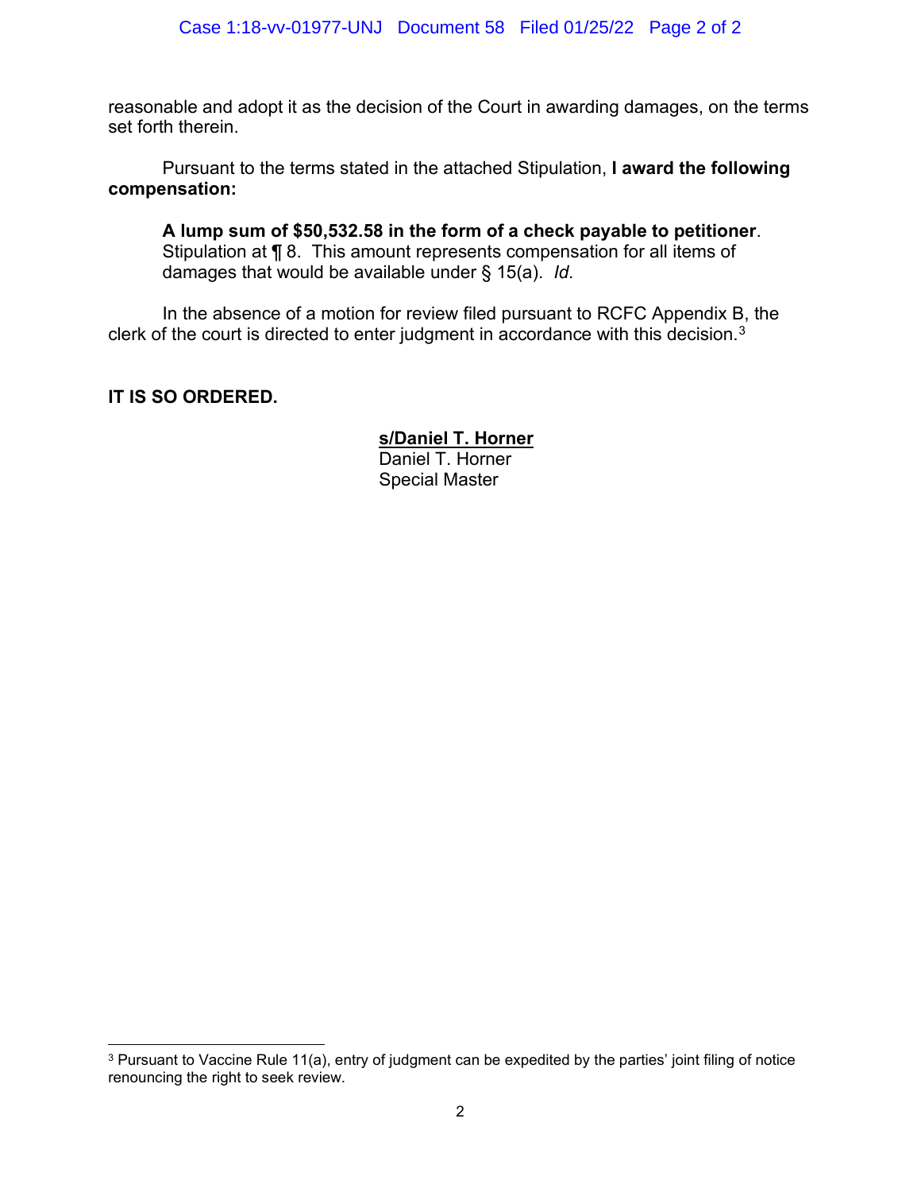reasonable and adopt it as the decision of the Court in awarding damages, on the terms set forth therein.

Pursuant to the terms stated in the attached Stipulation, **I award the following compensation:**

> **A lump sum of $50,532.58 in the form of a check payable to petitioner**. Stipulation at ¶ 8. This amount represents compensation for all items of damages that would be available under § 15(a). *Id*.

In the absence of a motion for review filed pursuant to RCFC Appendix B, the clerk of the court is directed to enter judgment in accordance with this decision.[3]

**IT IS SO ORDERED.**

**s/Daniel T. Horner**
Daniel T. Horner
Special Master

---

[3] Pursuant to Vaccine Rule 11(a), entry of judgment can be expedited by the parties' joint filing of notice renouncing the right to seek review.